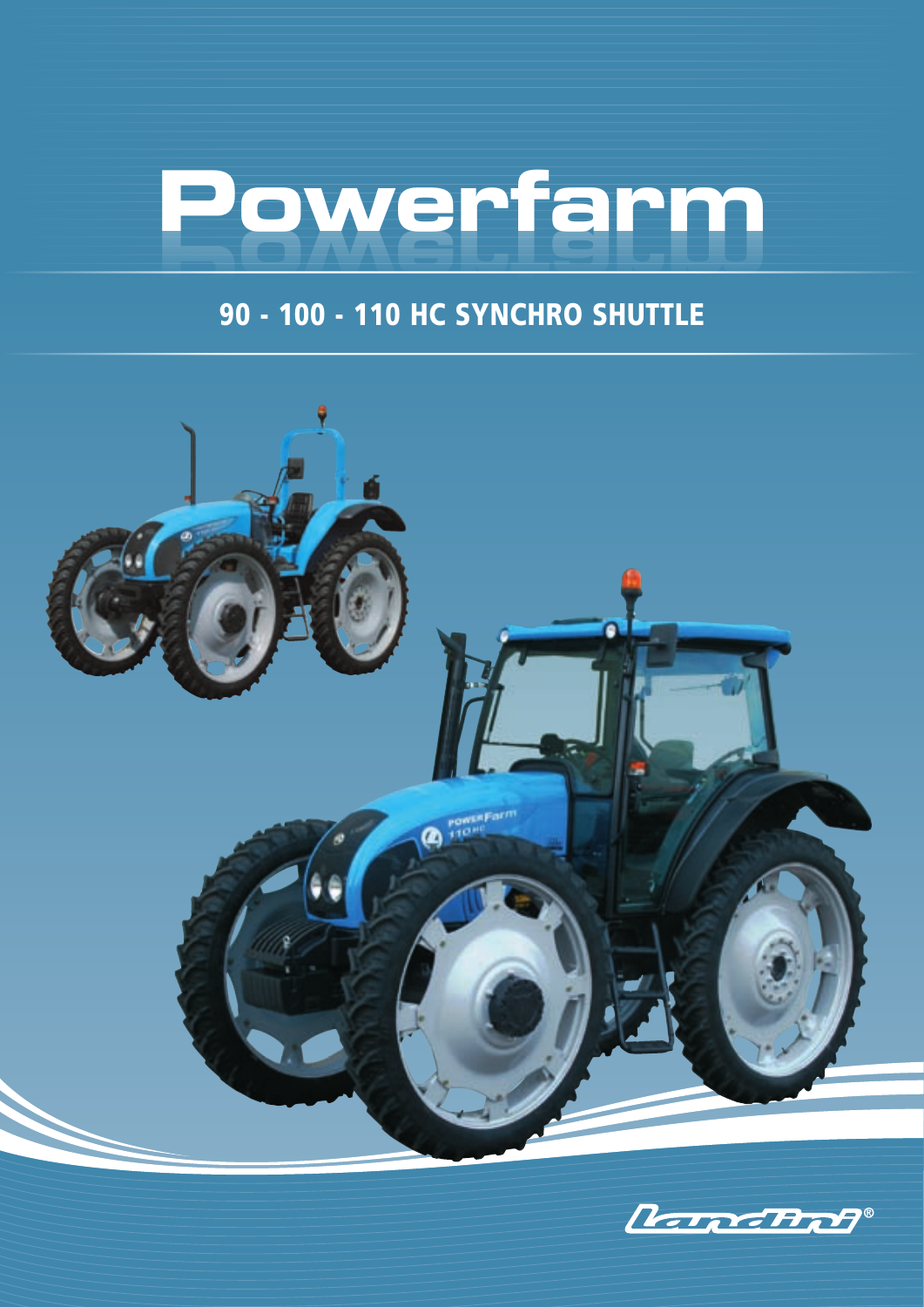# Powerfarm

## 90 - 100 - 110 HC SYNCHRO SHUTTLE

Landini®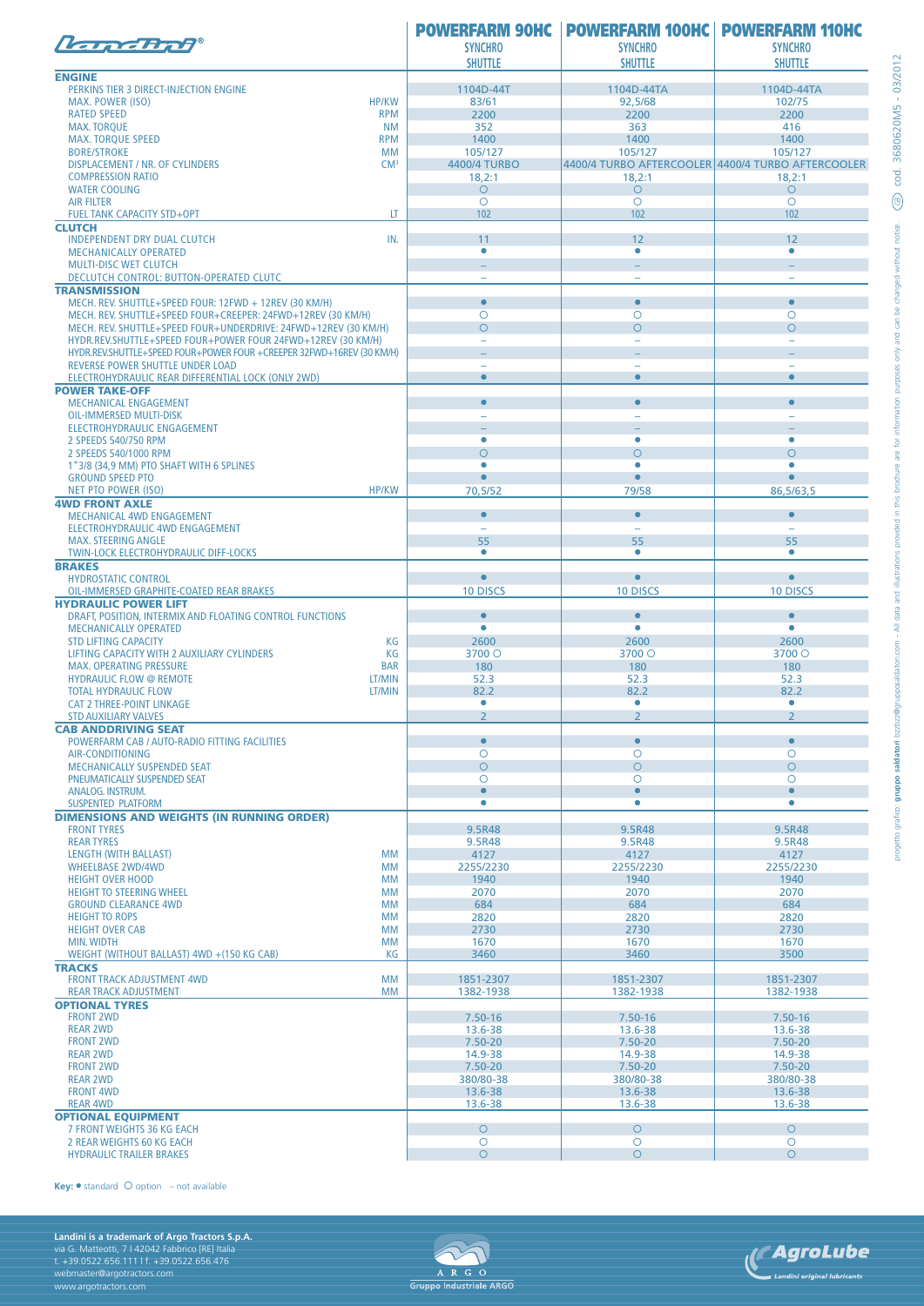**Landini®**

| | | POWERFARM 90HC SYNCHRO SHUTTLE | POWERFARM 100HC SYNCHRO SHUTTLE | POWERFARM 110HC SYNCHRO SHUTTLE |
|---|---|---|---|---|
| **ENGINE** | | | | |
| PERKINS TIER 3 DIRECT-INJECTION ENGINE | | 1104D-44T | 1104D-44TA | 1104D-44TA |
| MAX. POWER (ISO) | HP/KW | 83/61 | 92,5/68 | 102/75 |
| RATED SPEED | RPM | 2200 | 2200 | 2200 |
| MAX. TORQUE | NM | 352 | 363 | 416 |
| MAX. TORQUE SPEED | RPM | 1400 | 1400 | 1400 |
| BORE/STROKE | MM | 105/127 | 105/127 | 105/127 |
| DISPLACEMENT / NR. OF CYLINDERS | CM³ | 4400/4 TURBO | 4400/4 TURBO AFTERCOOLER | 4400/4 TURBO AFTERCOOLER |
| COMPRESSION RATIO | | 18,2:1 | 18,2:1 | 18,2:1 |
| WATER COOLING | | ○ | ○ | ○ |
| AIR FILTER | | ○ | ○ | ○ |
| FUEL TANK CAPACITY STD+OPT | LT | 102 | 102 | 102 |
| **CLUTCH** | | | | |
| INDEPENDENT DRY DUAL CLUTCH | IN. | 11 | 12 | 12 |
| MECHANICALLY OPERATED | | ● | ● | ● |
| MULTI-DISC WET CLUTCH | | – | – | – |
| DECLUTCH CONTROL: BUTTON-OPERATED CLUTC | | – | – | – |
| **TRANSMISSION** | | | | |
| MECH. REV. SHUTTLE+SPEED FOUR: 12FWD + 12REV (30 KM/H) | | ● | ● | ● |
| MECH. REV. SHUTTLE+SPEED FOUR+CREEPER: 24FWD+12REV (30 KM/H) | | ○ | ○ | ○ |
| MECH. REV. SHUTTLE+SPEED FOUR+UNDERDRIVE: 24FWD+12REV (30 KM/H) | | ○ | ○ | ○ |
| HYDR.REV.SHUTTLE+SPEED FOUR+POWER FOUR 24FWD+12REV (30 KM/H) | | – | – | – |
| HYDR.REV.SHUTTLE+SPEED FOUR+POWER FOUR +CREEPER 32FWD+16REV (30 KM/H) | | – | – | – |
| REVERSE POWER SHUTTLE UNDER LOAD | | – | – | – |
| ELECTROHYDRAULIC REAR DIFFERENTIAL LOCK (ONLY 2WD) | | ● | ● | ● |
| **POWER TAKE-OFF** | | | | |
| MECHANICAL ENGAGEMENT | | ● | ● | ● |
| OIL-IMMERSED MULTI-DISK | | – | – | – |
| ELECTROHYDRAULIC ENGAGEMENT | | – | – | – |
| 2 SPEEDS 540/750 RPM | | ● | ● | ● |
| 2 SPEEDS 540/1000 RPM | | ○ | ○ | ○ |
| 1"3/8 (34,9 MM) PTO SHAFT WITH 6 SPLINES | | ● | ● | ● |
| GROUND SPEED PTO | | ● | ● | ● |
| NET PTO POWER (ISO) | HP/KW | 70,5/52 | 79/58 | 86,5/63,5 |
| **4WD FRONT AXLE** | | | | |
| MECHANICAL 4WD ENGAGEMENT | | ● | ● | ● |
| ELECTROHYDRAULIC 4WD ENGAGEMENT | | – | – | – |
| MAX. STEERING ANGLE | | 55 | 55 | 55 |
| TWIN-LOCK ELECTROHYDRAULIC DIFF-LOCKS | | ● | ● | ● |
| **BRAKES** | | | | |
| HYDROSTATIC CONTROL | | ● | ● | ● |
| OIL-IMMERSED GRAPHITE-COATED REAR BRAKES | | 10 DISCS | 10 DISCS | 10 DISCS |
| **HYDRAULIC POWER LIFT** | | | | |
| DRAFT, POSITION, INTERMIX AND FLOATING CONTROL FUNCTIONS | | ● | ● | ● |
| MECHANICALLY OPERATED | | ● | ● | ● |
| STD LIFTING CAPACITY | KG | 2600 | 2600 | 2600 |
| LIFTING CAPACITY WITH 2 AUXILIARY CYLINDERS | KG | 3700 ○ | 3700 ○ | 3700 ○ |
| MAX. OPERATING PRESSURE | BAR | 180 | 180 | 180 |
| HYDRAULIC FLOW @ REMOTE | LT/MIN | 52.3 | 52.3 | 52.3 |
| TOTAL HYDRAULIC FLOW | LT/MIN | 82.2 | 82.2 | 82.2 |
| CAT 2 THREE-POINT LINKAGE | | ● | ● | ● |
| STD AUXILIARY VALVES | | 2 | 2 | 2 |
| **CAB ANDDRIVING SEAT** | | | | |
| POWERFARM CAB / AUTO-RADIO FITTING FACILITIES | | ● | ● | ● |
| AIR-CONDITIONING | | ○ | ○ | ○ |
| MECHANICALLY SUSPENDED SEAT | | ○ | ○ | ○ |
| PNEUMATICALLY SUSPENDED SEAT | | ○ | ○ | ○ |
| ANALOG. INSTRUM. | | ● | ● | ● |
| SUSPENTED PLATFORM | | ● | ● | ● |
| **DIMENSIONS AND WEIGHTS (IN RUNNING ORDER)** | | | | |
| FRONT TYRES | | 9.5R48 | 9.5R48 | 9.5R48 |
| REAR TYRES | | 9.5R48 | 9.5R48 | 9.5R48 |
| LENGTH (WITH BALLAST) | MM | 4127 | 4127 | 4127 |
| WHEELBASE 2WD/4WD | MM | 2255/2230 | 2255/2230 | 2255/2230 |
| HEIGHT OVER HOOD | MM | 1940 | 1940 | 1940 |
| HEIGHT TO STEERING WHEEL | MM | 2070 | 2070 | 2070 |
| GROUND CLEARANCE 4WD | MM | 684 | 684 | 684 |
| HEIGHT TO ROPS | MM | 2820 | 2820 | 2820 |
| HEIGHT OVER CAB | MM | 2730 | 2730 | 2730 |
| MIN. WIDTH | MM | 1670 | 1670 | 1670 |
| WEIGHT (WITHOUT BALLAST) 4WD +(150 KG CAB) | KG | 3460 | 3460 | 3500 |
| **TRACKS** | | | | |
| FRONT TRACK ADJUSTMENT 4WD | MM | 1851-2307 | 1851-2307 | 1851-2307 |
| REAR TRACK ADJUSTMENT | MM | 1382-1938 | 1382-1938 | 1382-1938 |
| **OPTIONAL TYRES** | | | | |
| FRONT 2WD | | 7.50-16 | 7.50-16 | 7.50-16 |
| REAR 2WD | | 13.6-38 | 13.6-38 | 13.6-38 |
| FRONT 2WD | | 7.50-20 | 7.50-20 | 7.50-20 |
| REAR 2WD | | 14.9-38 | 14.9-38 | 14.9-38 |
| FRONT 2WD | | 7.50-20 | 7.50-20 | 7.50-20 |
| REAR 2WD | | 380/80-38 | 380/80-38 | 380/80-38 |
| FRONT 4WD | | 13.6-38 | 13.6-38 | 13.6-38 |
| REAR 4WD | | 13.6-38 | 13.6-38 | 13.6-38 |
| **OPTIONAL EQUIPMENT** | | | | |
| 7 FRONT WEIGHTS 36 KG EACH | | ○ | ○ | ○ |
| 2 REAR WEIGHTS 60 KG EACH | | ○ | ○ | ○ |
| HYDRAULIC TRAILER BRAKES | | ○ | ○ | ○ |

**Key:** ● standard ○ option – not available

progetto grafico: **gruppo saldatori** bzzbzz@grupposaldatori.com - All data and illustrations provided in this brochure are for information purposes only and can be changed without notice. cod. 3680620M5 - 03/2012

**Landini is a trademark of Argo Tractors S.p.A.**
via G. Matteotti, 7 I 42042 Fabbrico [RE] Italia
t. +39.0522.656.111 I f. +39.0522.656.476
webmaster@argotractors.com
www.argotractors.com

ARGO
Gruppo Industriale ARGO

AgroLube
Landini original lubricants